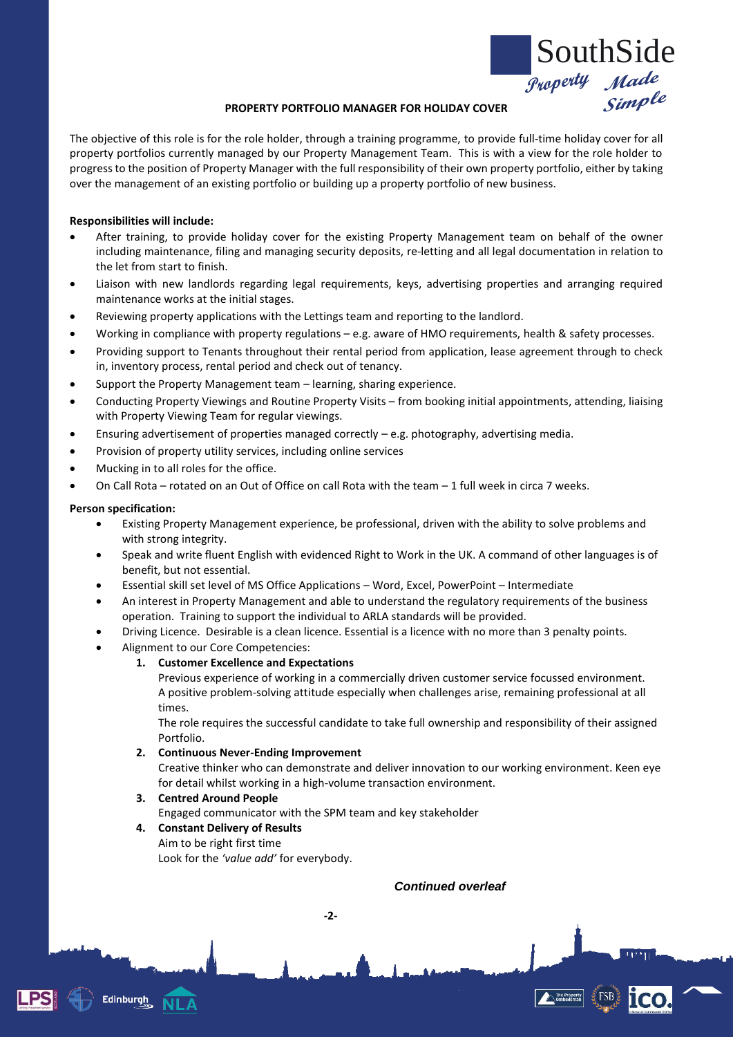## PROPERTY PORTFOLIO MANAGER FOR HOLIDAY COVER

The objective of this role is for the role holder, through a training programme, to provide full-time holiday cover for all property portfolios currently managed by our Property Management Team. This is with a view for the role holder to progress to the position of Property Manager with the full responsibility of their own property portfolio, either by taking over the management of an existing portfolio or building up a property portfolio of new business.

**Responsibilities will include:**

- After training, to provide holiday cover for the existing Property Management team on behalf of the owner including maintenance, filing and managing security deposits, re-letting and all legal documentation in relation to the let from start to finish.
- Liaison with new landlords regarding legal requirements, keys, advertising properties and arranging required maintenance works at the initial stages.
- Reviewing property applications with the Lettings team and reporting to the landlord.
- Working in compliance with property regulations – e.g. aware of HMO requirements, health & safety processes.
- Providing support to Tenants throughout their rental period from application, lease agreement through to check in, inventory process, rental period and check out of tenancy.
- Support the Property Management team – learning, sharing experience.
- Conducting Property Viewings and Routine Property Visits – from booking initial appointments, attending, liaising with Property Viewing Team for regular viewings.
- Ensuring advertisement of properties managed correctly – e.g. photography, advertising media.
- Provision of property utility services, including online services
- Mucking in to all roles for the office.
- On Call Rota – rotated on an Out of Office on call Rota with the team – 1 full week in circa 7 weeks.

**Person specification:**

- Existing Property Management experience, be professional, driven with the ability to solve problems and with strong integrity.
- Speak and write fluent English with evidenced Right to Work in the UK. A command of other languages is of benefit, but not essential.
- Essential skill set level of MS Office Applications – Word, Excel, PowerPoint – Intermediate
- An interest in Property Management and able to understand the regulatory requirements of the business operation. Training to support the individual to ARLA standards will be provided.
- Driving Licence. Desirable is a clean licence. Essential is a licence with no more than 3 penalty points.
- Alignment to our Core Competencies:
  1. **Customer Excellence and Expectations**
     Previous experience of working in a commercially driven customer service focussed environment. A positive problem-solving attitude especially when challenges arise, remaining professional at all times.
     The role requires the successful candidate to take full ownership and responsibility of their assigned Portfolio.
  2. **Continuous Never-Ending Improvement**
     Creative thinker who can demonstrate and deliver innovation to our working environment. Keen eye for detail whilst working in a high-volume transaction environment.
  3. **Centred Around People**
     Engaged communicator with the SPM team and key stakeholder
  4. **Constant Delivery of Results**
     Aim to be right first time
     Look for the *'value add'* for everybody.

***Continued overleaf***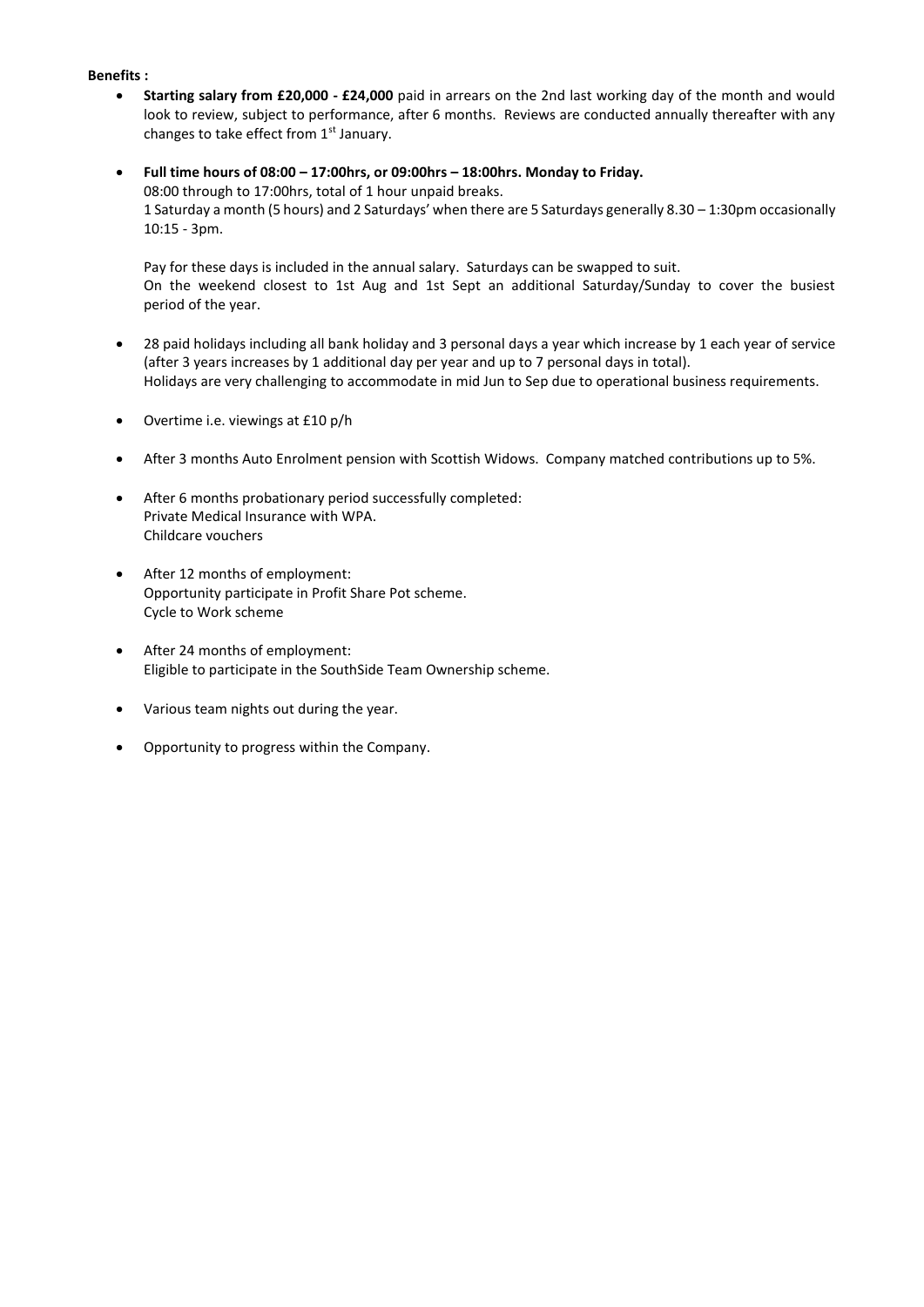**Benefits :**

- **Starting salary from £20,000 - £24,000** paid in arrears on the 2nd last working day of the month and would look to review, subject to performance, after 6 months. Reviews are conducted annually thereafter with any changes to take effect from 1st January.

- **Full time hours of 08:00 – 17:00hrs, or 09:00hrs – 18:00hrs. Monday to Friday.**
  08:00 through to 17:00hrs, total of 1 hour unpaid breaks.
  1 Saturday a month (5 hours) and 2 Saturdays' when there are 5 Saturdays generally 8.30 – 1:30pm occasionally 10:15 - 3pm.

  Pay for these days is included in the annual salary. Saturdays can be swapped to suit.
  On the weekend closest to 1st Aug and 1st Sept an additional Saturday/Sunday to cover the busiest period of the year.

- 28 paid holidays including all bank holiday and 3 personal days a year which increase by 1 each year of service (after 3 years increases by 1 additional day per year and up to 7 personal days in total).
  Holidays are very challenging to accommodate in mid Jun to Sep due to operational business requirements.

- Overtime i.e. viewings at £10 p/h

- After 3 months Auto Enrolment pension with Scottish Widows. Company matched contributions up to 5%.

- After 6 months probationary period successfully completed:
  Private Medical Insurance with WPA.
  Childcare vouchers

- After 12 months of employment:
  Opportunity participate in Profit Share Pot scheme.
  Cycle to Work scheme

- After 24 months of employment:
  Eligible to participate in the SouthSide Team Ownership scheme.

- Various team nights out during the year.

- Opportunity to progress within the Company.